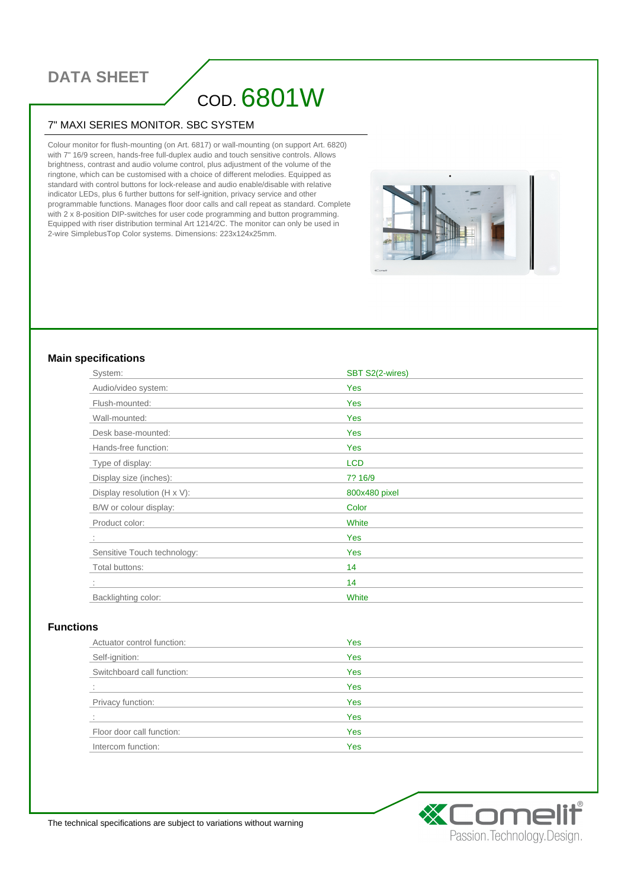# DATA SHEET

## COD. 6801W

### 7" MAXI SERIES MONITOR. SBC SYSTEM

Colour monitor for flush-mounting (on Art. 6817) or wall-mounting (on support Art. 6820) with 7" 16/9 screen, hands-free full-duplex audio and touch sensitive controls. Allows brightness, contrast and audio volume control, plus adjustment of the volume of the ringtone, which can be customised with a choice of different melodies. Equipped as standard with control buttons for lock-release and audio enable/disable with relative indicator LEDs, plus 6 further buttons for self-ignition, privacy service and other programmable functions. Manages floor door calls and call repeat as standard. Complete with 2 x 8-position DIP-switches for user code programming and button programming. Equipped with riser distribution terminal Art 1214/2C. The monitor can only be used in 2-wire SimplebusTop Color systems. Dimensions: 223x124x25mm.

### Main specifications

| | |
|---|---|
| System: | SBT S2(2-wires) |
| Audio/video system: | Yes |
| Flush-mounted: | Yes |
| Wall-mounted: | Yes |
| Desk base-mounted: | Yes |
| Hands-free function: | Yes |
| Type of display: | LCD |
| Display size (inches): | 7? 16/9 |
| Display resolution (H x V): | 800x480 pixel |
| B/W or colour display: | Color |
| Product color: | White |
| : | Yes |
| Sensitive Touch technology: | Yes |
| Total buttons: | 14 |
| : | 14 |
| Backlighting color: | White |

### Functions

| | |
|---|---|
| Actuator control function: | Yes |
| Self-ignition: | Yes |
| Switchboard call function: | Yes |
| : | Yes |
| Privacy function: | Yes |
| : | Yes |
| Floor door call function: | Yes |
| Intercom function: | Yes |

The technical specifications are subject to variations without warning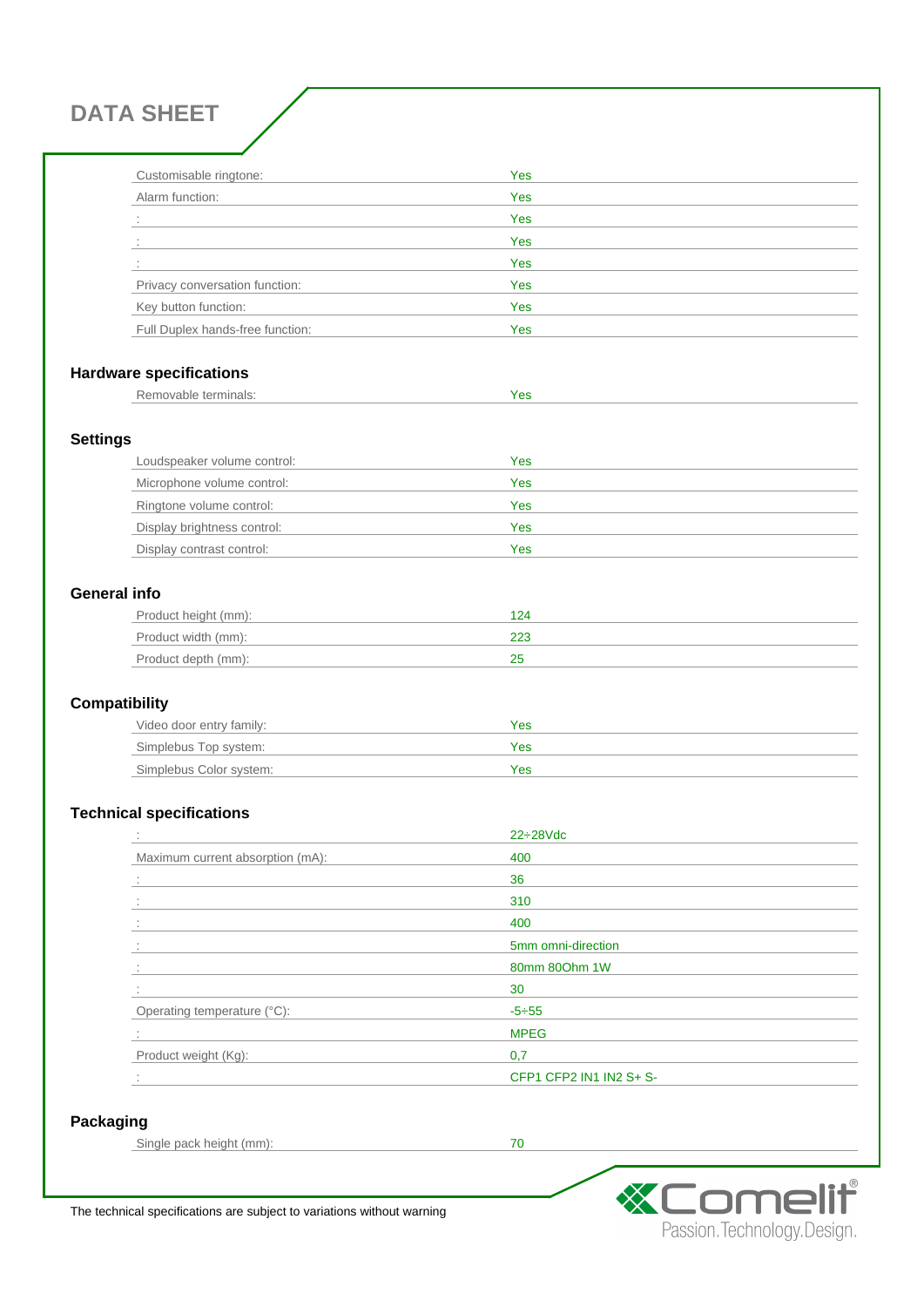# DATA SHEET

| | |
|---|---|
| Customisable ringtone: | Yes |
| Alarm function: | Yes |
| : | Yes |
| : | Yes |
| : | Yes |
| Privacy conversation function: | Yes |
| Key button function: | Yes |
| Full Duplex hands-free function: | Yes |

## Hardware specifications

| | |
|---|---|
| Removable terminals: | Yes |

## Settings

| | |
|---|---|
| Loudspeaker volume control: | Yes |
| Microphone volume control: | Yes |
| Ringtone volume control: | Yes |
| Display brightness control: | Yes |
| Display contrast control: | Yes |

## General info

| | |
|---|---|
| Product height (mm): | 124 |
| Product width (mm): | 223 |
| Product depth (mm): | 25 |

## Compatibility

| | |
|---|---|
| Video door entry family: | Yes |
| Simplebus Top system: | Yes |
| Simplebus Color system: | Yes |

## Technical specifications

| | |
|---|---|
| : | 22÷28Vdc |
| Maximum current absorption (mA): | 400 |
| : | 36 |
| : | 310 |
| : | 400 |
| : | 5mm omni-direction |
| : | 80mm 80Ohm 1W |
| : | 30 |
| Operating temperature (°C): | -5÷55 |
| : | MPEG |
| Product weight (Kg): | 0,7 |
| : | CFP1 CFP2 IN1 IN2 S+ S- |

## Packaging

| | |
|---|---|
| Single pack height (mm): | 70 |

The technical specifications are subject to variations without warning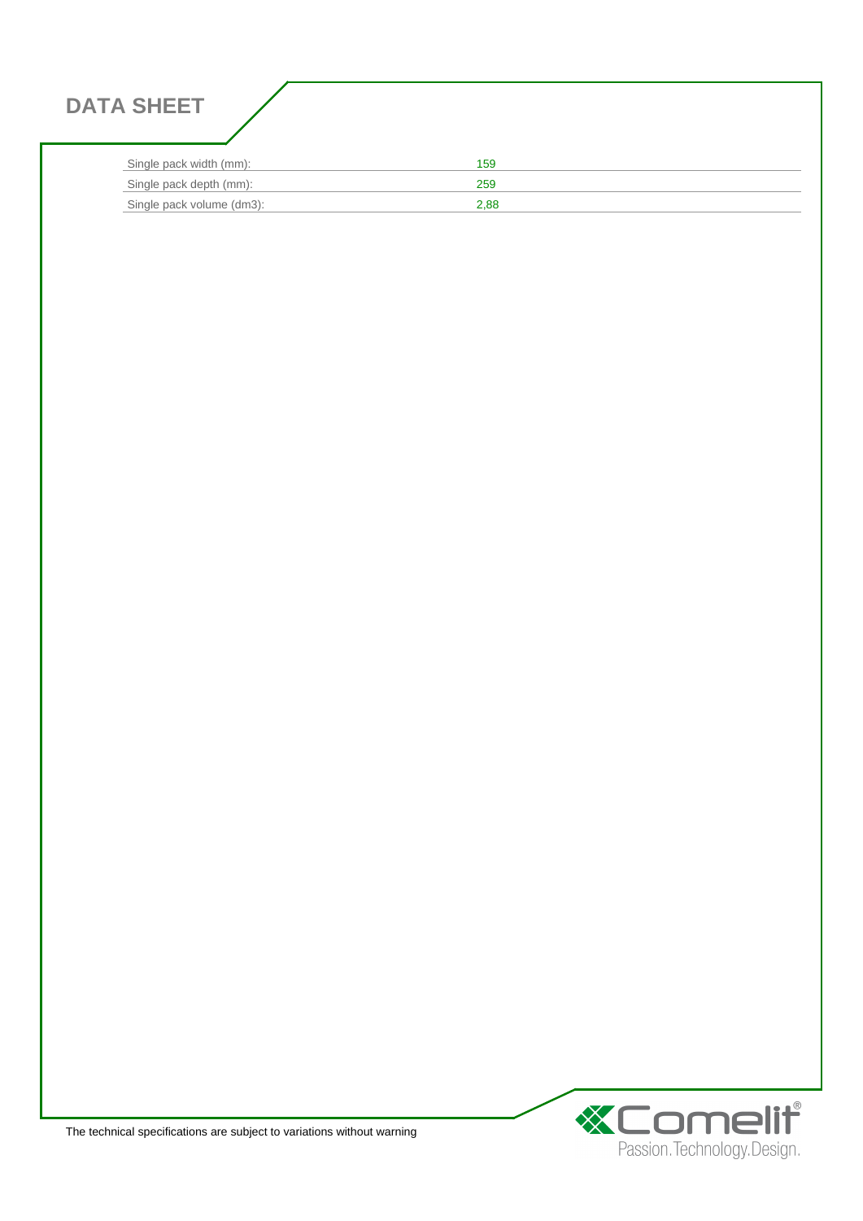## DATA SHEET

| | |
|---|---|
| Single pack width (mm): | 159 |
| Single pack depth (mm): | 259 |
| Single pack volume (dm3): | 2,88 |

The technical specifications are subject to variations without warning